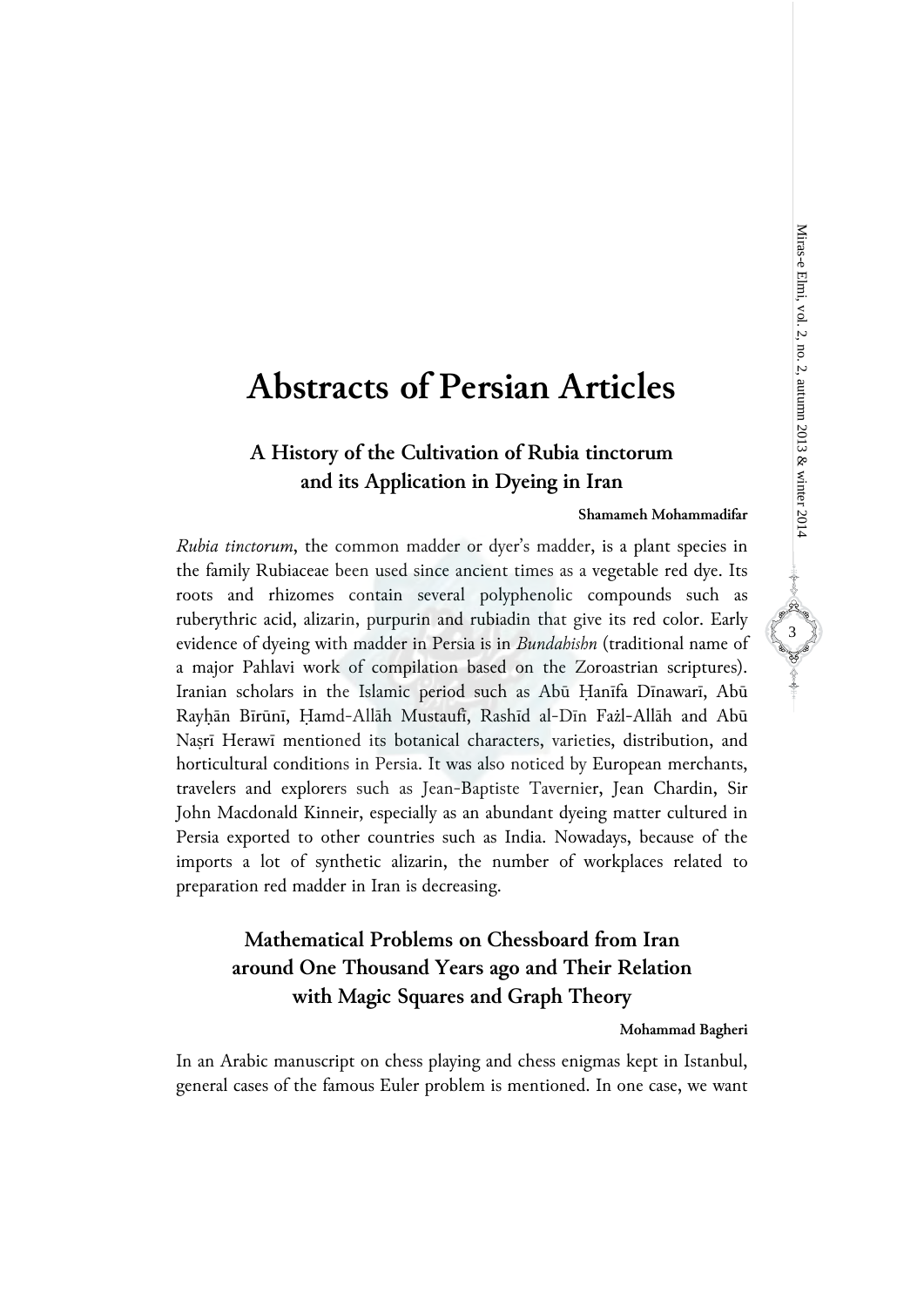# Abstracts of Persian Articles

## A History of the Cultivation of Rubia tinctorum and its Application in Dyeing in Iran

**Shamameh Mohammadifar**

*Rubia tinctorum*, the common madder or dyer's madder, is a plant species in the family Rubiaceae been used since ancient times as a vegetable red dye. Its roots and rhizomes contain several polyphenolic compounds such as ruberythric acid, alizarin, purpurin and rubiadin that give its red color. Early evidence of dyeing with madder in Persia is in *Bundahishn* (traditional name of a major Pahlavi work of compilation based on the Zoroastrian scriptures). Iranian scholars in the Islamic period such as Abū Ḥanīfa Dīnawarī, Abū Rayḥān Bīrūnī, Ḥamd-Allāh Mustaufī, Rashīd al-Dīn Fażl-Allāh and Abū Naṣrī Herawī mentioned its botanical characters, varieties, distribution, and horticultural conditions in Persia. It was also noticed by European merchants, travelers and explorers such as Jean-Baptiste Tavernier, Jean Chardin, Sir John Macdonald Kinneir, especially as an abundant dyeing matter cultured in Persia exported to other countries such as India. Nowadays, because of the imports a lot of synthetic alizarin, the number of workplaces related to preparation red madder in Iran is decreasing.

## Mathematical Problems on Chessboard from Iran around One Thousand Years ago and Their Relation with Magic Squares and Graph Theory

**Mohammad Bagheri**

In an Arabic manuscript on chess playing and chess enigmas kept in Istanbul, general cases of the famous Euler problem is mentioned. In one case, we want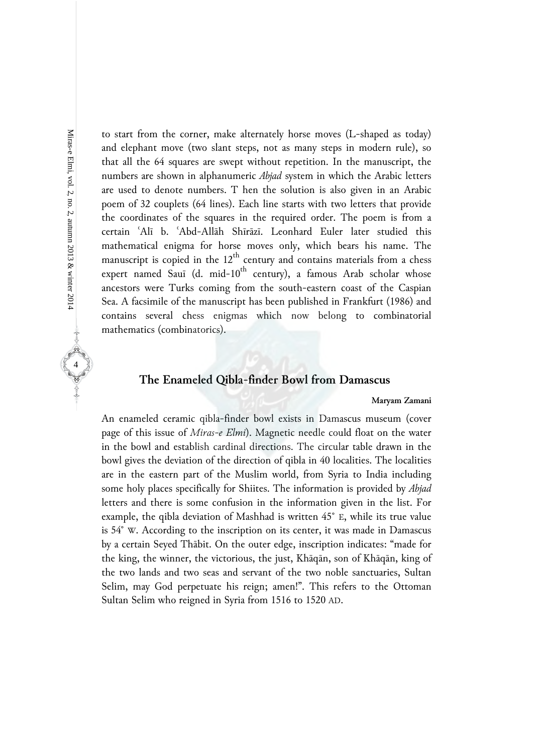to start from the corner, make alternately horse moves (L-shaped as today) and elephant move (two slant steps, not as many steps in modern rule), so that all the 64 squares are swept without repetition. In the manuscript, the numbers are shown in alphanumeric *Abjad* system in which the Arabic letters are used to denote numbers. T hen the solution is also given in an Arabic poem of 32 couplets (64 lines). Each line starts with two letters that provide the coordinates of the squares in the required order. The poem is from a certain ʿAlī b. ʿAbd-Allāh Shīrāzī. Leonhard Euler later studied this mathematical enigma for horse moves only, which bears his name. The manuscript is copied in the 12th century and contains materials from a chess expert named Sauī (d. mid-10th century), a famous Arab scholar whose ancestors were Turks coming from the south-eastern coast of the Caspian Sea. A facsimile of the manuscript has been published in Frankfurt (1986) and contains several chess enigmas which now belong to combinatorial mathematics (combinatorics).

## The Enameled Qibla-finder Bowl from Damascus

**Maryam Zamani**

An enameled ceramic qibla-finder bowl exists in Damascus museum (cover page of this issue of *Miras-e Elmi*). Magnetic needle could float on the water in the bowl and establish cardinal directions. The circular table drawn in the bowl gives the deviation of the direction of qibla in 40 localities. The localities are in the eastern part of the Muslim world, from Syria to India including some holy places specifically for Shiites. The information is provided by *Abjad* letters and there is some confusion in the information given in the list. For example, the qibla deviation of Mashhad is written 45° E, while its true value is 54° W. According to the inscription on its center, it was made in Damascus by a certain Seyed Thābit. On the outer edge, inscription indicates: "made for the king, the winner, the victorious, the just, Khāqān, son of Khāqān, king of the two lands and two seas and servant of the two noble sanctuaries, Sultan Selim, may God perpetuate his reign; amen!". This refers to the Ottoman Sultan Selim who reigned in Syria from 1516 to 1520 AD.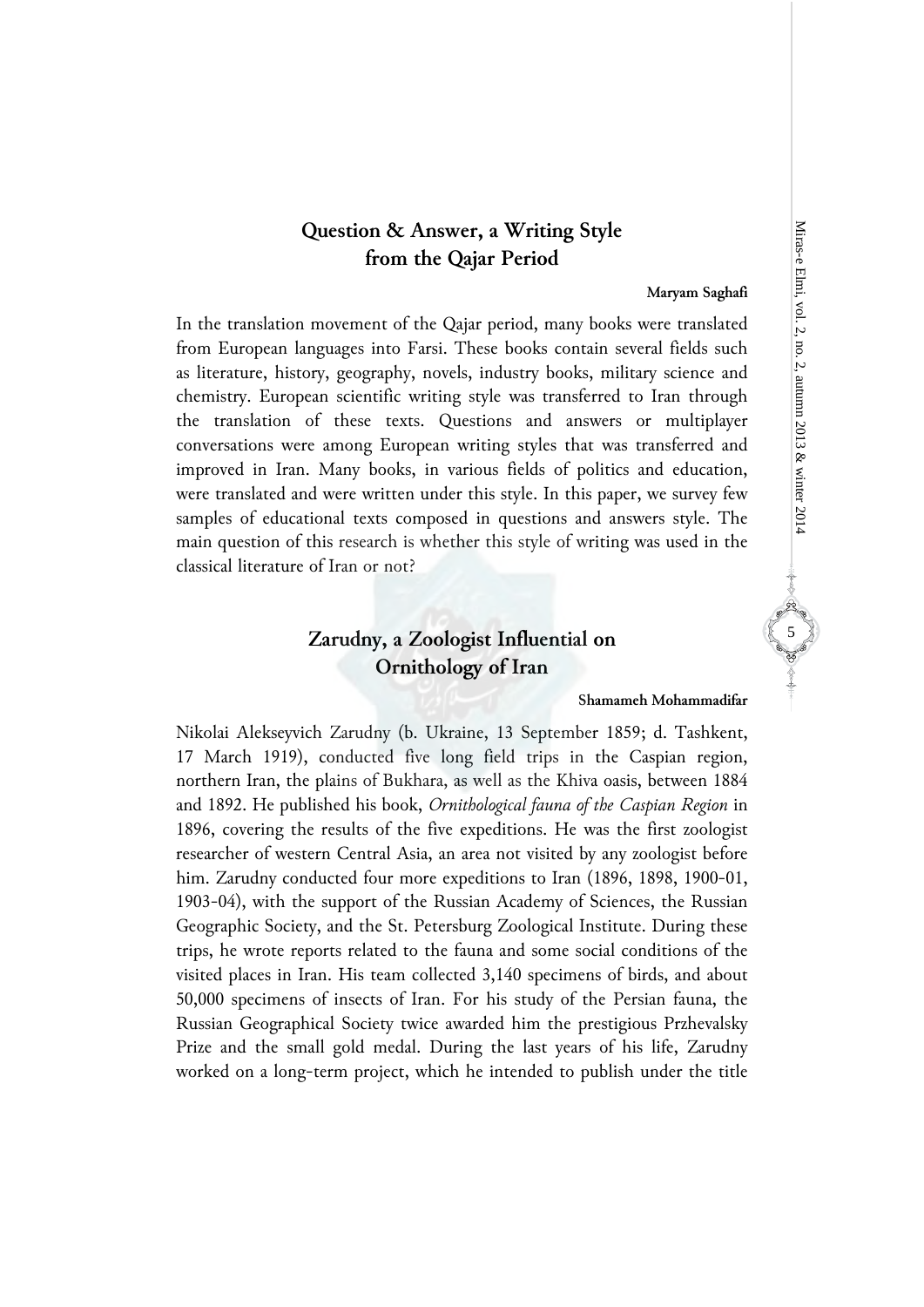## Question & Answer, a Writing Style from the Qajar Period

**Maryam Saghafi**

In the translation movement of the Qajar period, many books were translated from European languages into Farsi. These books contain several fields such as literature, history, geography, novels, industry books, military science and chemistry. European scientific writing style was transferred to Iran through the translation of these texts. Questions and answers or multiplayer conversations were among European writing styles that was transferred and improved in Iran. Many books, in various fields of politics and education, were translated and were written under this style. In this paper, we survey few samples of educational texts composed in questions and answers style. The main question of this research is whether this style of writing was used in the classical literature of Iran or not?

## Zarudny, a Zoologist Influential on Ornithology of Iran

**Shamameh Mohammadifar**

Nikolai Alekseyvich Zarudny (b. Ukraine, 13 September 1859; d. Tashkent, 17 March 1919), conducted five long field trips in the Caspian region, northern Iran, the plains of Bukhara, as well as the Khiva oasis, between 1884 and 1892. He published his book, *Ornithological fauna of the Caspian Region* in 1896, covering the results of the five expeditions. He was the first zoologist researcher of western Central Asia, an area not visited by any zoologist before him. Zarudny conducted four more expeditions to Iran (1896, 1898, 1900-01, 1903-04), with the support of the Russian Academy of Sciences, the Russian Geographic Society, and the St. Petersburg Zoological Institute. During these trips, he wrote reports related to the fauna and some social conditions of the visited places in Iran. His team collected 3,140 specimens of birds, and about 50,000 specimens of insects of Iran. For his study of the Persian fauna, the Russian Geographical Society twice awarded him the prestigious Przhevalsky Prize and the small gold medal. During the last years of his life, Zarudny worked on a long-term project, which he intended to publish under the title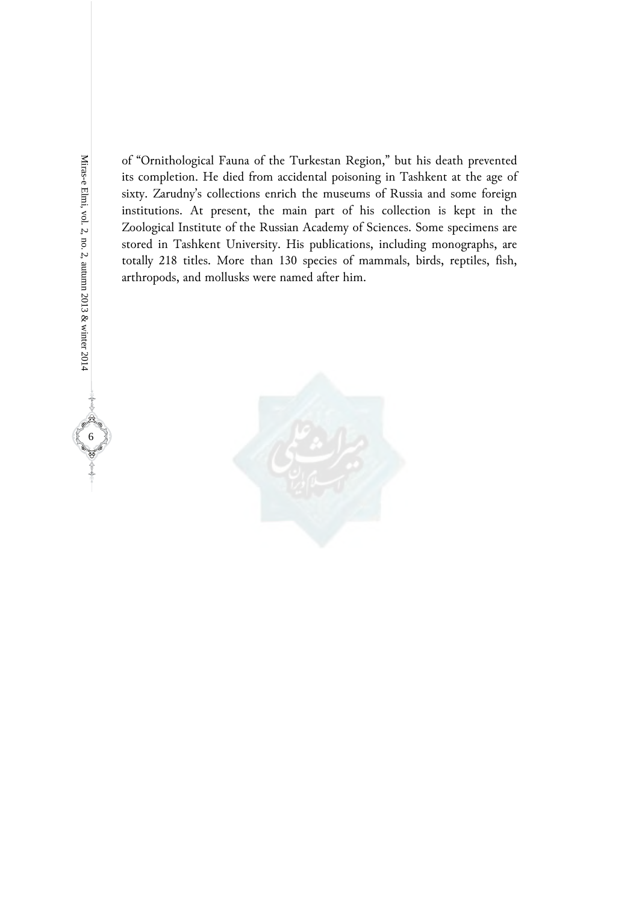of "Ornithological Fauna of the Turkestan Region," but his death prevented its completion. He died from accidental poisoning in Tashkent at the age of sixty. Zarudny's collections enrich the museums of Russia and some foreign institutions. At present, the main part of his collection is kept in the Zoological Institute of the Russian Academy of Sciences. Some specimens are stored in Tashkent University. His publications, including monographs, are totally 218 titles. More than 130 species of mammals, birds, reptiles, fish, arthropods, and mollusks were named after him.